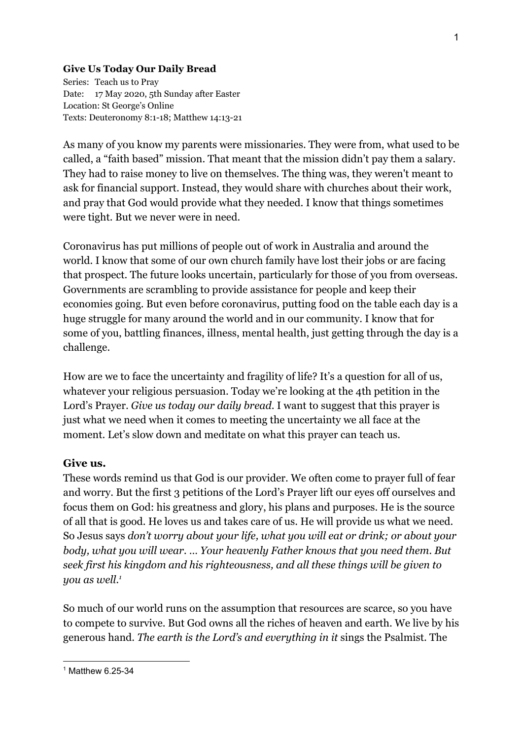**Give Us Today Our Daily Bread**

Series: Teach us to Pray
Date: 17 May 2020, 5th Sunday after Easter
Location: St George's Online
Texts: Deuteronomy 8:1-18; Matthew 14:13-21

As many of you know my parents were missionaries. They were from, what used to be called, a "faith based" mission. That meant that the mission didn't pay them a salary. They had to raise money to live on themselves. The thing was, they weren't meant to ask for financial support. Instead, they would share with churches about their work, and pray that God would provide what they needed. I know that things sometimes were tight. But we never were in need.

Coronavirus has put millions of people out of work in Australia and around the world. I know that some of our own church family have lost their jobs or are facing that prospect. The future looks uncertain, particularly for those of you from overseas. Governments are scrambling to provide assistance for people and keep their economies going. But even before coronavirus, putting food on the table each day is a huge struggle for many around the world and in our community. I know that for some of you, battling finances, illness, mental health, just getting through the day is a challenge.

How are we to face the uncertainty and fragility of life? It's a question for all of us, whatever your religious persuasion. Today we're looking at the 4th petition in the Lord's Prayer. *Give us today our daily bread*. I want to suggest that this prayer is just what we need when it comes to meeting the uncertainty we all face at the moment. Let's slow down and meditate on what this prayer can teach us.

## Give us.

These words remind us that God is our provider. We often come to prayer full of fear and worry. But the first 3 petitions of the Lord's Prayer lift our eyes off ourselves and focus them on God: his greatness and glory, his plans and purposes. He is the source of all that is good. He loves us and takes care of us. He will provide us what we need. So Jesus says *don't worry about your life, what you will eat or drink; or about your body, what you will wear. … Your heavenly Father knows that you need them. But seek first his kingdom and his righteousness, and all these things will be given to you as well.*[1]

So much of our world runs on the assumption that resources are scarce, so you have to compete to survive. But God owns all the riches of heaven and earth. We live by his generous hand. *The earth is the Lord's and everything in it* sings the Psalmist. The

[1] Matthew 6.25-34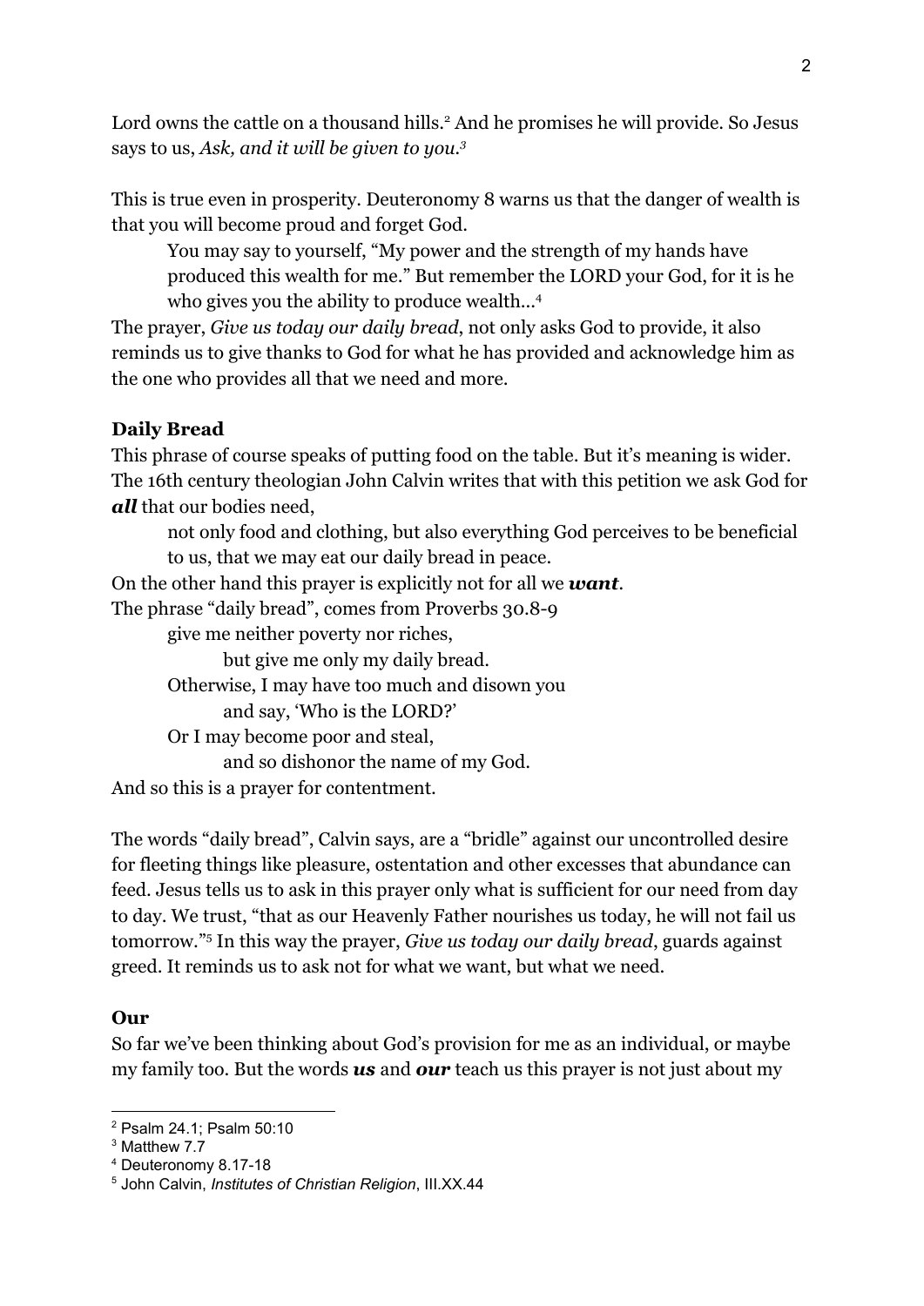Lord owns the cattle on a thousand hills.[2] And he promises he will provide. So Jesus says to us, *Ask, and it will be given to you.[3]*

This is true even in prosperity. Deuteronomy 8 warns us that the danger of wealth is that you will become proud and forget God.

> You may say to yourself, "My power and the strength of my hands have produced this wealth for me." But remember the LORD your God, for it is he who gives you the ability to produce wealth...[4]

The prayer, *Give us today our daily bread*, not only asks God to provide, it also reminds us to give thanks to God for what he has provided and acknowledge him as the one who provides all that we need and more.

**Daily Bread**

This phrase of course speaks of putting food on the table. But it's meaning is wider. The 16th century theologian John Calvin writes that with this petition we ask God for ***all*** that our bodies need,

> not only food and clothing, but also everything God perceives to be beneficial to us, that we may eat our daily bread in peace.

On the other hand this prayer is explicitly not for all we ***want***.

The phrase "daily bread", comes from Proverbs 30.8-9

> give me neither poverty nor riches,
> &nbsp;&nbsp;&nbsp;&nbsp;but give me only my daily bread.
> Otherwise, I may have too much and disown you
> &nbsp;&nbsp;&nbsp;&nbsp;and say, 'Who is the LORD?'
> Or I may become poor and steal,
> &nbsp;&nbsp;&nbsp;&nbsp;and so dishonor the name of my God.

And so this is a prayer for contentment.

The words "daily bread", Calvin says, are a "bridle" against our uncontrolled desire for fleeting things like pleasure, ostentation and other excesses that abundance can feed. Jesus tells us to ask in this prayer only what is sufficient for our need from day to day. We trust, "that as our Heavenly Father nourishes us today, he will not fail us tomorrow."[5] In this way the prayer, *Give us today our daily bread*, guards against greed. It reminds us to ask not for what we want, but what we need.

**Our**

So far we've been thinking about God's provision for me as an individual, or maybe my family too. But the words ***us*** and ***our*** teach us this prayer is not just about my

---

[2] Psalm 24.1; Psalm 50:10

[3] Matthew 7.7

[4] Deuteronomy 8.17-18

[5] John Calvin, *Institutes of Christian Religion*, III.XX.44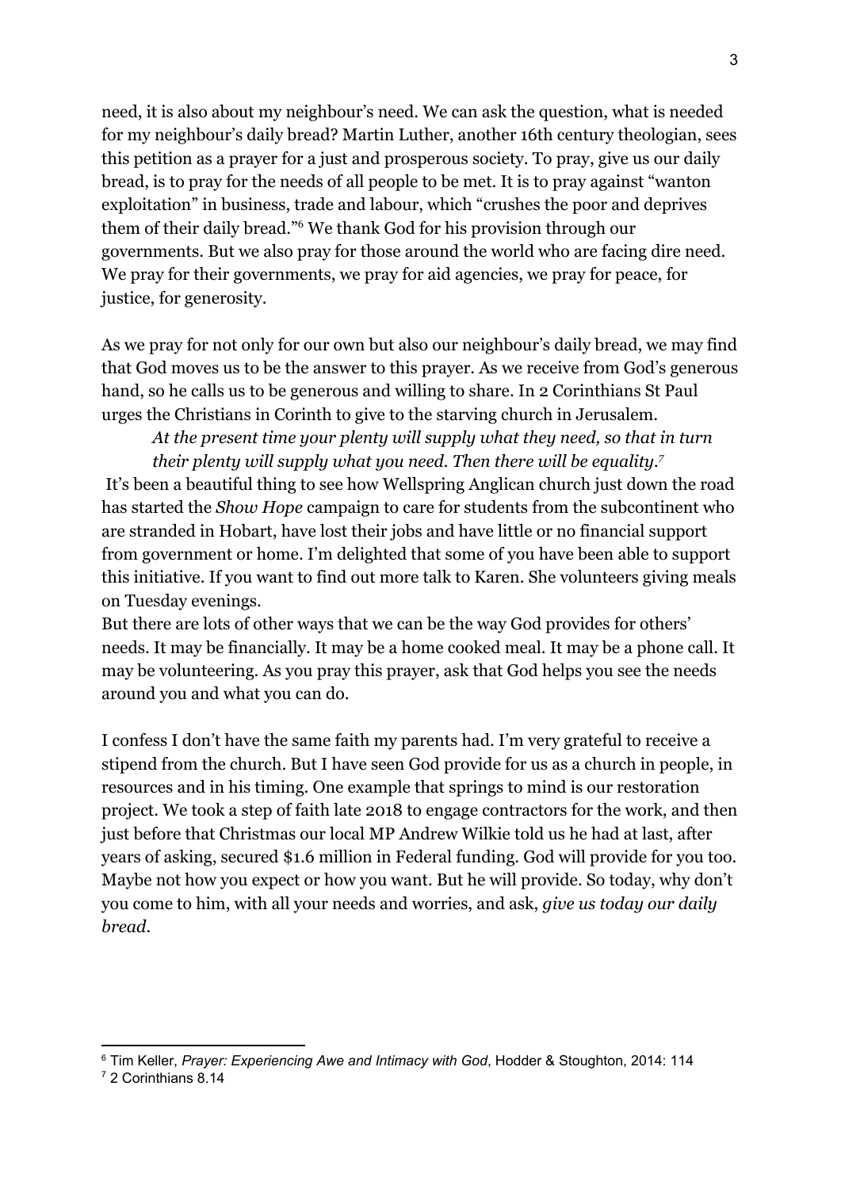need, it is also about my neighbour's need. We can ask the question, what is needed for my neighbour's daily bread? Martin Luther, another 16th century theologian, sees this petition as a prayer for a just and prosperous society. To pray, give us our daily bread, is to pray for the needs of all people to be met. It is to pray against "wanton exploitation" in business, trade and labour, which "crushes the poor and deprives them of their daily bread."[6] We thank God for his provision through our governments. But we also pray for those around the world who are facing dire need. We pray for their governments, we pray for aid agencies, we pray for peace, for justice, for generosity.

As we pray for not only for our own but also our neighbour's daily bread, we may find that God moves us to be the answer to this prayer. As we receive from God's generous hand, so he calls us to be generous and willing to share. In 2 Corinthians St Paul urges the Christians in Corinth to give to the starving church in Jerusalem.

> *At the present time your plenty will supply what they need, so that in turn their plenty will supply what you need. Then there will be equality.*[7]

It's been a beautiful thing to see how Wellspring Anglican church just down the road has started the *Show Hope* campaign to care for students from the subcontinent who are stranded in Hobart, have lost their jobs and have little or no financial support from government or home. I'm delighted that some of you have been able to support this initiative. If you want to find out more talk to Karen. She volunteers giving meals on Tuesday evenings.

But there are lots of other ways that we can be the way God provides for others' needs. It may be financially. It may be a home cooked meal. It may be a phone call. It may be volunteering. As you pray this prayer, ask that God helps you see the needs around you and what you can do.

I confess I don't have the same faith my parents had. I'm very grateful to receive a stipend from the church. But I have seen God provide for us as a church in people, in resources and in his timing. One example that springs to mind is our restoration project. We took a step of faith late 2018 to engage contractors for the work, and then just before that Christmas our local MP Andrew Wilkie told us he had at last, after years of asking, secured $1.6 million in Federal funding. God will provide for you too. Maybe not how you expect or how you want. But he will provide. So today, why don't you come to him, with all your needs and worries, and ask, *give us today our daily bread*.

---

[6] Tim Keller, *Prayer: Experiencing Awe and Intimacy with God*, Hodder & Stoughton, 2014: 114

[7] 2 Corinthians 8.14